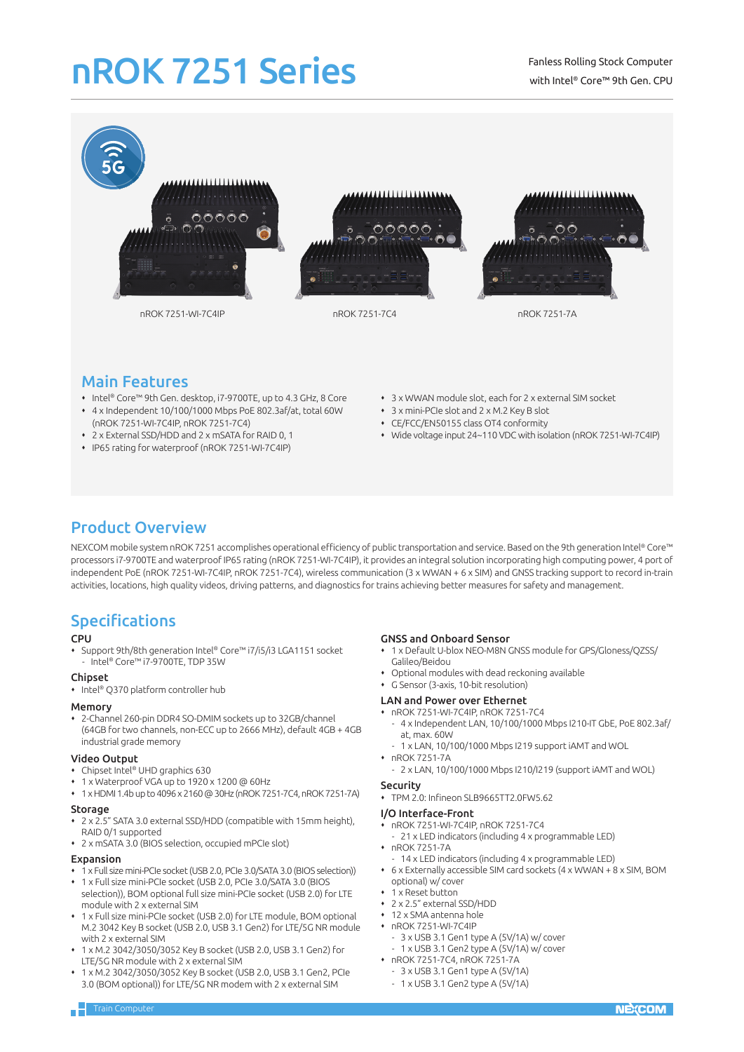# nROK 7251 Series

Fanless Rolling Stock Computer with Intel® Core™ 9th Gen. CPU

nROK 7251-WI-7C4IP

nROK 7251-7C4

nROK 7251-7A

## Main Features

- Intel® Core™ 9th Gen. desktop, i7-9700TE, up to 4.3 GHz, 8 Core
- 4 x Independent 10/100/1000 Mbps PoE 802.3af/at, total 60W (nROK 7251-WI-7C4IP, nROK 7251-7C4)
- 2 x External SSD/HDD and 2 x mSATA for RAID 0, 1
- IP65 rating for waterproof (nROK 7251-WI-7C4IP)
- 3 x WWAN module slot, each for 2 x external SIM socket
- 3 x mini-PCIe slot and 2 x M.2 Key B slot
- CE/FCC/EN50155 class OT4 conformity
- Wide voltage input 24~110 VDC with isolation (nROK 7251-WI-7C4IP)

## Product Overview

NEXCOM mobile system nROK 7251 accomplishes operational efficiency of public transportation and service. Based on the 9th generation Intel® Core™ processors i7-9700TE and waterproof IP65 rating (nROK 7251-WI-7C4IP), it provides an integral solution incorporating high computing power, 4 port of independent PoE (nROK 7251-WI-7C4IP, nROK 7251-7C4), wireless communication (3 x WWAN + 6 x SIM) and GNSS tracking support to record in-train activities, locations, high quality videos, driving patterns, and diagnostics for trains achieving better measures for safety and management.

## Specifications

### CPU
- Support 9th/8th generation Intel® Core™ i7/i5/i3 LGA1151 socket
  - Intel® Core™ i7-9700TE, TDP 35W

### Chipset
- Intel® Q370 platform controller hub

### Memory
- 2-Channel 260-pin DDR4 SO-DMIM sockets up to 32GB/channel (64GB for two channels, non-ECC up to 2666 MHz), default 4GB + 4GB industrial grade memory

### Video Output
- Chipset Intel® UHD graphics 630
- 1 x Waterproof VGA up to 1920 x 1200 @ 60Hz
- 1 x HDMI 1.4b up to 4096 x 2160 @ 30Hz (nROK 7251-7C4, nROK 7251-7A)

### Storage
- 2 x 2.5" SATA 3.0 external SSD/HDD (compatible with 15mm height), RAID 0/1 supported
- 2 x mSATA 3.0 (BIOS selection, occupied mPCIe slot)

### Expansion
- 1 x Full size mini-PCIe socket (USB 2.0, PCIe 3.0/SATA 3.0 (BIOS selection))
- 1 x Full size mini-PCIe socket (USB 2.0, PCIe 3.0/SATA 3.0 (BIOS selection)), BOM optional full size mini-PCIe socket (USB 2.0) for LTE module with 2 x external SIM
- 1 x Full size mini-PCIe socket (USB 2.0) for LTE module, BOM optional M.2 3042 Key B socket (USB 2.0, USB 3.1 Gen2) for LTE/5G NR module with 2 x external SIM
- 1 x M.2 3042/3050/3052 Key B socket (USB 2.0, USB 3.1 Gen2) for LTE/5G NR module with 2 x external SIM
- 1 x M.2 3042/3050/3052 Key B socket (USB 2.0, USB 3.1 Gen2, PCIe 3.0 (BOM optional)) for LTE/5G NR modem with 2 x external SIM

### GNSS and Onboard Sensor
- 1 x Default U-blox NEO-M8N GNSS module for GPS/Gloness/QZSS/Galileo/Beidou
- Optional modules with dead reckoning available
- G Sensor (3-axis, 10-bit resolution)

### LAN and Power over Ethernet
- nROK 7251-WI-7C4IP, nROK 7251-7C4
  - 4 x Independent LAN, 10/100/1000 Mbps I210-IT GbE, PoE 802.3af/at, max. 60W
  - 1 x LAN, 10/100/1000 Mbps I219 support iAMT and WOL
- nROK 7251-7A
  - 2 x LAN, 10/100/1000 Mbps I210/I219 (support iAMT and WOL)

### Security
- TPM 2.0: Infineon SLB9665TT2.0FW5.62

### I/O Interface-Front
- nROK 7251-WI-7C4IP, nROK 7251-7C4
  - 21 x LED indicators (including 4 x programmable LED)
- nROK 7251-7A
  - 14 x LED indicators (including 4 x programmable LED)
- 6 x Externally accessible SIM card sockets (4 x WWAN + 8 x SIM, BOM optional) w/ cover
- 1 x Reset button
- 2 x 2.5" external SSD/HDD
- 12 x SMA antenna hole
- nROK 7251-WI-7C4IP
  - 3 x USB 3.1 Gen1 type A (5V/1A) w/ cover
  - 1 x USB 3.1 Gen2 type A (5V/1A) w/ cover
- nROK 7251-7C4, nROK 7251-7A
  - 3 x USB 3.1 Gen1 type A (5V/1A)
  - 1 x USB 3.1 Gen2 type A (5V/1A)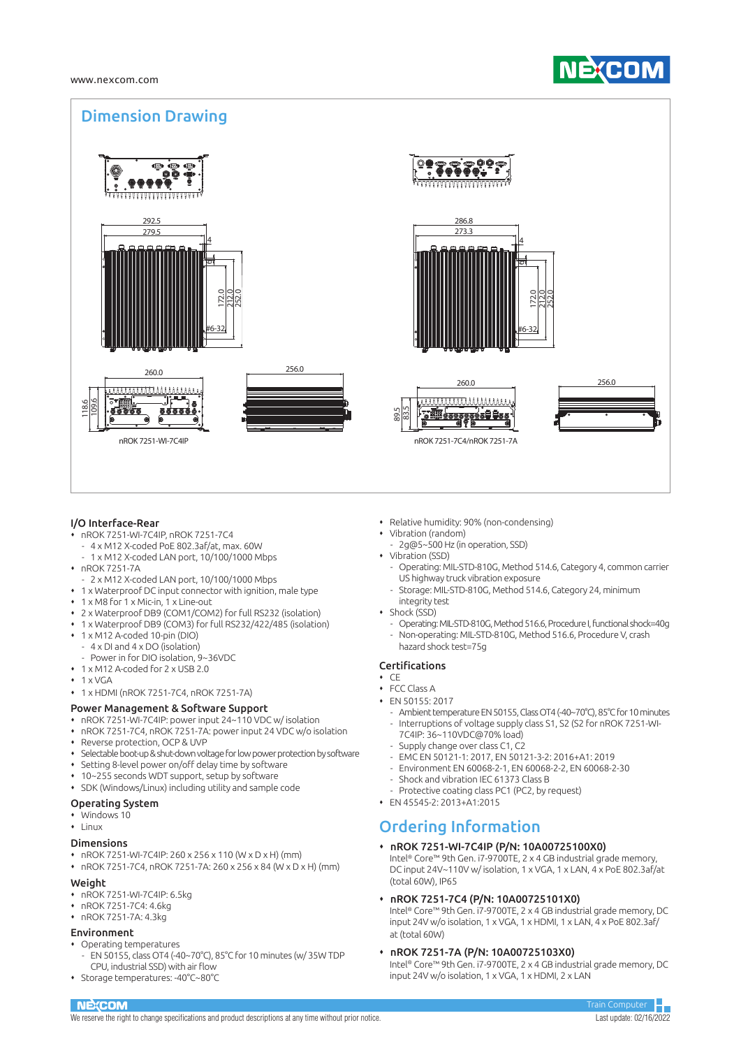## Dimension Drawing

292.5
279.5
4
172.0
212.0
252.0
#6-32

286.8
273.3
4
172.0
212.0
252.0
#6-32

260.0
118.6
109.6
256.0
nROK 7251-WI-7C4IP

260.0
89.5
83.5
256.0
nROK 7251-7C4/nROK 7251-7A

### I/O Interface-Rear

- nROK 7251-WI-7C4IP, nROK 7251-7C4
  - 4 x M12 X-coded PoE 802.3af/at, max. 60W
  - 1 x M12 X-coded LAN port, 10/100/1000 Mbps
- nROK 7251-7A
  - 2 x M12 X-coded LAN port, 10/100/1000 Mbps
- 1 x Waterproof DC input connector with ignition, male type
- 1 x M8 for 1 x Mic-in, 1 x Line-out
- 2 x Waterproof DB9 (COM1/COM2) for full RS232 (isolation)
- 1 x Waterproof DB9 (COM3) for full RS232/422/485 (isolation)
- 1 x M12 A-coded 10-pin (DIO)
  - 4 x DI and 4 x DO (isolation)
  - Power in for DIO isolation, 9~36VDC
- 1 x M12 A-coded for 2 x USB 2.0
- 1 x VGA
- 1 x HDMI (nROK 7251-7C4, nROK 7251-7A)

### Power Management & Software Support

- nROK 7251-WI-7C4IP: power input 24~110 VDC w/ isolation
- nROK 7251-7C4, nROK 7251-7A: power input 24 VDC w/o isolation
- Reverse protection, OCP & UVP
- Selectable boot-up & shut-down voltage for low power protection by software
- Setting 8-level power on/off delay time by software
- 10~255 seconds WDT support, setup by software
- SDK (Windows/Linux) including utility and sample code

### Operating System

- Windows 10
- Linux

### Dimensions

- nROK 7251-WI-7C4IP: 260 x 256 x 110 (W x D x H) (mm)
- nROK 7251-7C4, nROK 7251-7A: 260 x 256 x 84 (W x D x H) (mm)

### Weight

- nROK 7251-WI-7C4IP: 6.5kg
- nROK 7251-7C4: 4.6kg
- nROK 7251-7A: 4.3kg

### Environment

- Operating temperatures
  - EN 50155, class OT4 (-40~70°C), 85°C for 10 minutes (w/ 35W TDP CPU, industrial SSD) with air flow
- Storage temperatures: -40°C~80°C
- Relative humidity: 90% (non-condensing)
- Vibration (random)
  - 2g@5~500 Hz (in operation, SSD)
- Vibration (SSD)
  - Operating: MIL-STD-810G, Method 514.6, Category 4, common carrier US highway truck vibration exposure
  - Storage: MIL-STD-810G, Method 514.6, Category 24, minimum integrity test
- Shock (SSD)
  - Operating: MIL-STD-810G, Method 516.6, Procedure I, functional shock=40g
  - Non-operating: MIL-STD-810G, Method 516.6, Procedure V, crash hazard shock test=75g

### Certifications

- CE
- FCC Class A
- EN 50155: 2017
  - Ambient temperature EN 50155, Class OT4 (-40~70°C), 85°C for 10 minutes
  - Interruptions of voltage supply class S1, S2 (S2 for nROK 7251-WI-7C4IP: 36~110VDC@70% load)
  - Supply change over class C1, C2
  - EMC EN 50121-1: 2017, EN 50121-3-2: 2016+A1: 2019
  - Environment EN 60068-2-1, EN 60068-2-2, EN 60068-2-30
  - Shock and vibration IEC 61373 Class B
  - Protective coating class PC1 (PC2, by request)
- EN 45545-2: 2013+A1:2015

## Ordering Information

- **nROK 7251-WI-7C4IP (P/N: 10A00725100X0)**
  Intel® Core™ 9th Gen. i7-9700TE, 2 x 4 GB industrial grade memory, DC input 24V~110V w/ isolation, 1 x VGA, 1 x LAN, 4 x PoE 802.3af/at (total 60W), IP65
- **nROK 7251-7C4 (P/N: 10A00725101X0)**
  Intel® Core™ 9th Gen. i7-9700TE, 2 x 4 GB industrial grade memory, DC input 24V w/o isolation, 1 x VGA, 1 x HDMI, 1 x LAN, 4 x PoE 802.3af/at (total 60W)
- **nROK 7251-7A (P/N: 10A00725103X0)**
  Intel® Core™ 9th Gen. i7-9700TE, 2 x 4 GB industrial grade memory, DC input 24V w/o isolation, 1 x VGA, 1 x HDMI, 2 x LAN